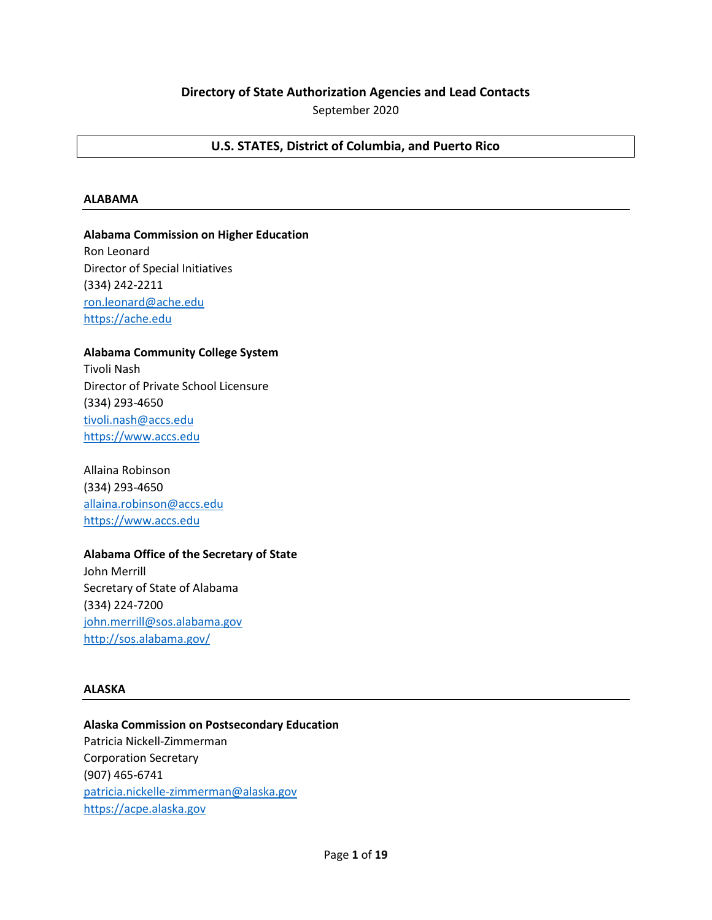# Directory of State Authorization Agencies and Lead Contacts

September 2020

## U.S. STATES, District of Columbia, and Puerto Rico

### ALABAMA

**Alabama Commission on Higher Education**
Ron Leonard
Director of Special Initiatives
(334) 242-2211
ron.leonard@ache.edu
https://ache.edu

**Alabama Community College System**
Tivoli Nash
Director of Private School Licensure
(334) 293-4650
tivoli.nash@accs.edu
https://www.accs.edu

Allaina Robinson
(334) 293-4650
allaina.robinson@accs.edu
https://www.accs.edu

**Alabama Office of the Secretary of State**
John Merrill
Secretary of State of Alabama
(334) 224-7200
john.merrill@sos.alabama.gov
http://sos.alabama.gov/

### ALASKA

**Alaska Commission on Postsecondary Education**
Patricia Nickell-Zimmerman
Corporation Secretary
(907) 465-6741
patricia.nickelle-zimmerman@alaska.gov
https://acpe.alaska.gov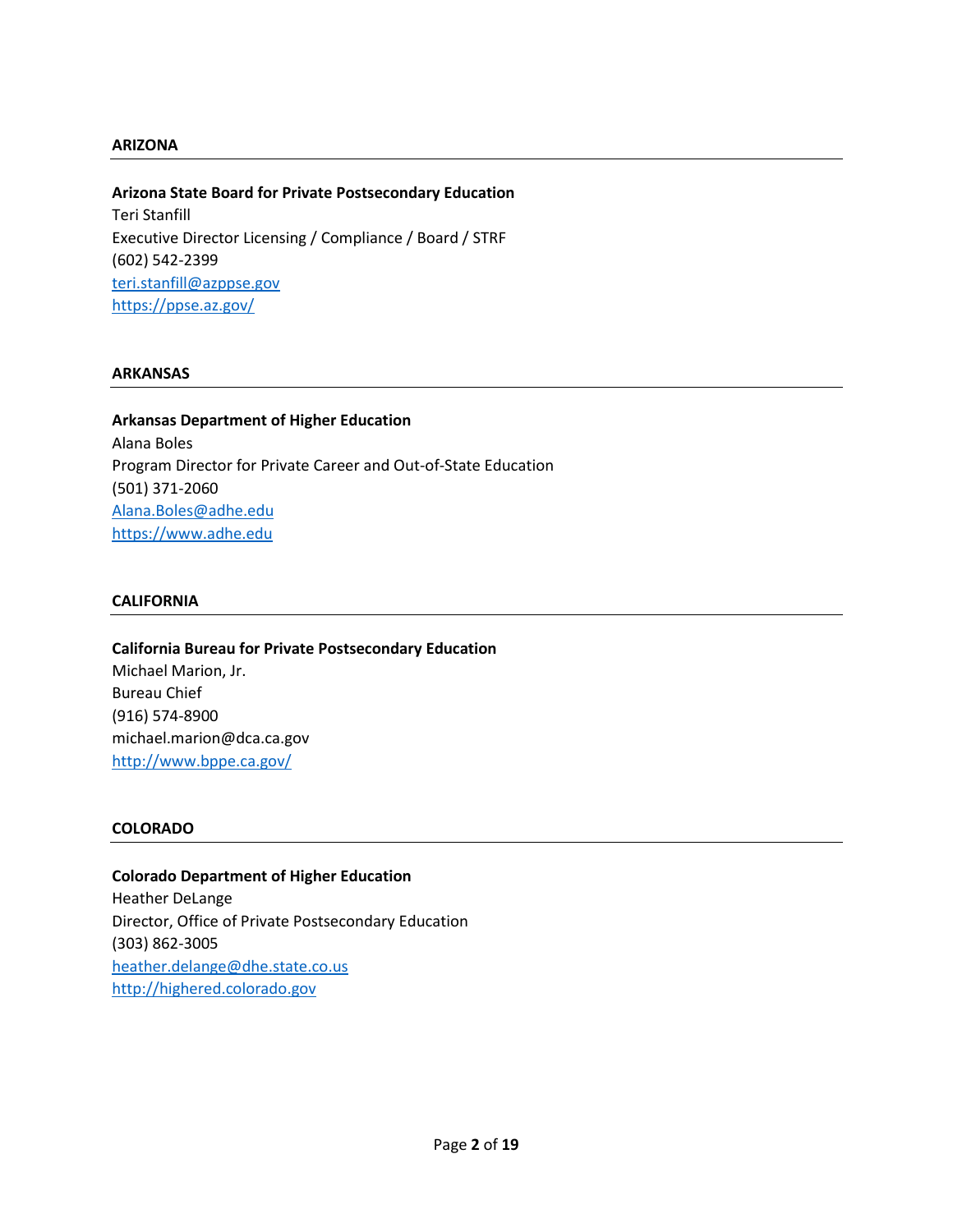## ARIZONA

**Arizona State Board for Private Postsecondary Education**
Teri Stanfill
Executive Director Licensing / Compliance / Board / STRF
(602) 542-2399
teri.stanfill@azppse.gov
https://ppse.az.gov/

## ARKANSAS

**Arkansas Department of Higher Education**
Alana Boles
Program Director for Private Career and Out-of-State Education
(501) 371-2060
Alana.Boles@adhe.edu
https://www.adhe.edu

## CALIFORNIA

**California Bureau for Private Postsecondary Education**
Michael Marion, Jr.
Bureau Chief
(916) 574-8900
michael.marion@dca.ca.gov
http://www.bppe.ca.gov/

## COLORADO

**Colorado Department of Higher Education**
Heather DeLange
Director, Office of Private Postsecondary Education
(303) 862-3005
heather.delange@dhe.state.co.us
http://highered.colorado.gov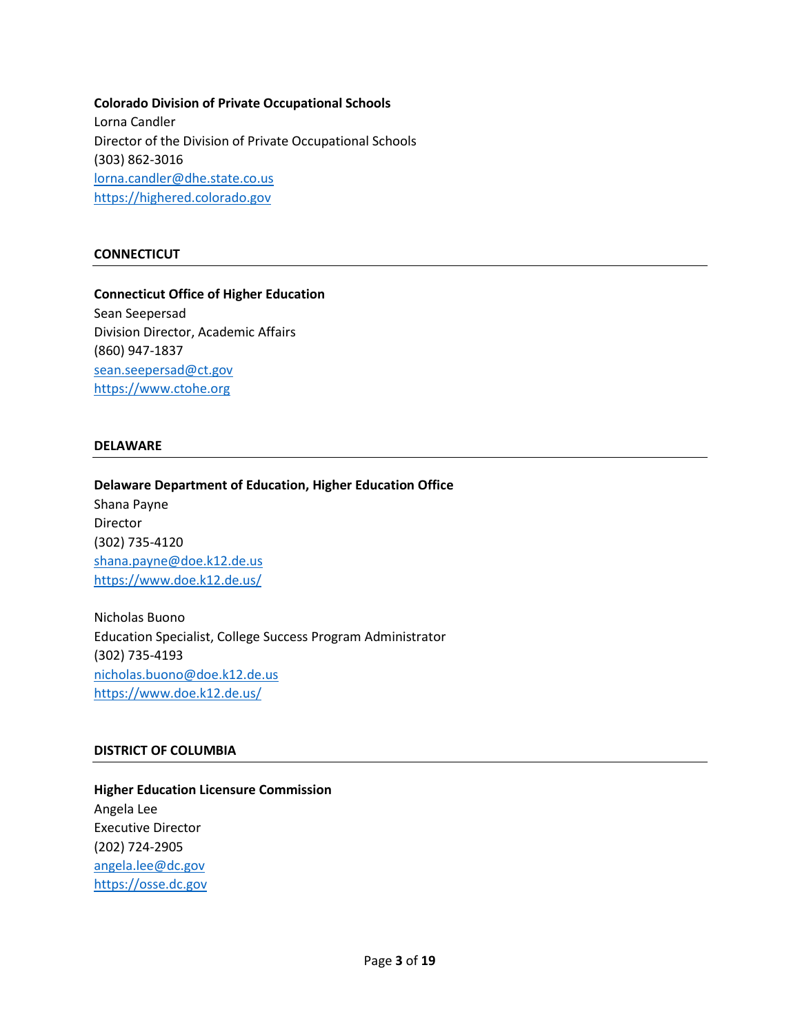**Colorado Division of Private Occupational Schools**
Lorna Candler
Director of the Division of Private Occupational Schools
(303) 862-3016
lorna.candler@dhe.state.co.us
https://highered.colorado.gov

## CONNECTICUT

**Connecticut Office of Higher Education**
Sean Seepersad
Division Director, Academic Affairs
(860) 947-1837
sean.seepersad@ct.gov
https://www.ctohe.org

## DELAWARE

**Delaware Department of Education, Higher Education Office**
Shana Payne
Director
(302) 735-4120
shana.payne@doe.k12.de.us
https://www.doe.k12.de.us/

Nicholas Buono
Education Specialist, College Success Program Administrator
(302) 735-4193
nicholas.buono@doe.k12.de.us
https://www.doe.k12.de.us/

## DISTRICT OF COLUMBIA

**Higher Education Licensure Commission**
Angela Lee
Executive Director
(202) 724-2905
angela.lee@dc.gov
https://osse.dc.gov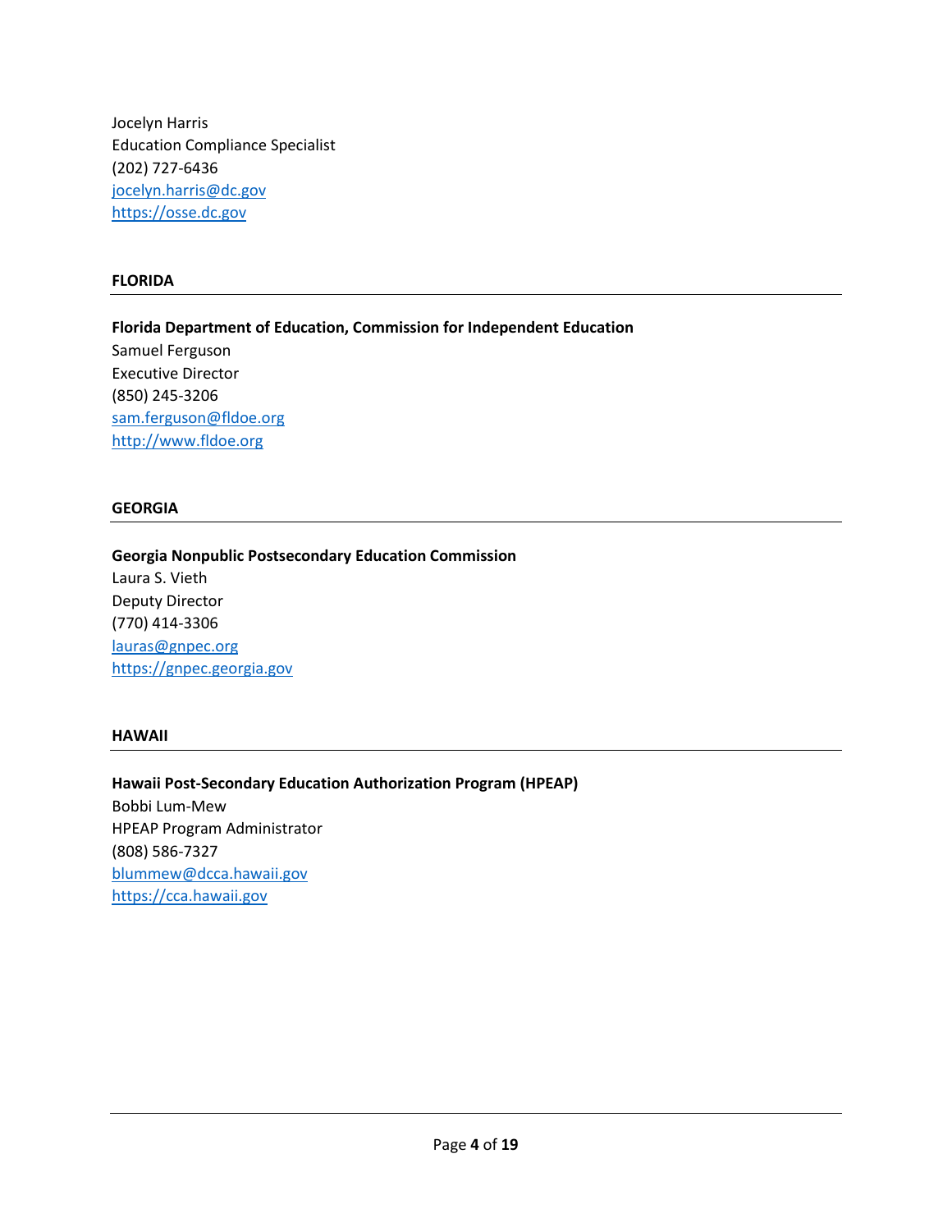Jocelyn Harris
Education Compliance Specialist
(202) 727-6436
jocelyn.harris@dc.gov
https://osse.dc.gov

## FLORIDA

**Florida Department of Education, Commission for Independent Education**
Samuel Ferguson
Executive Director
(850) 245-3206
sam.ferguson@fldoe.org
http://www.fldoe.org

## GEORGIA

**Georgia Nonpublic Postsecondary Education Commission**
Laura S. Vieth
Deputy Director
(770) 414-3306
lauras@gnpec.org
https://gnpec.georgia.gov

## HAWAII

**Hawaii Post-Secondary Education Authorization Program (HPEAP)**
Bobbi Lum-Mew
HPEAP Program Administrator
(808) 586-7327
blummew@dcca.hawaii.gov
https://cca.hawaii.gov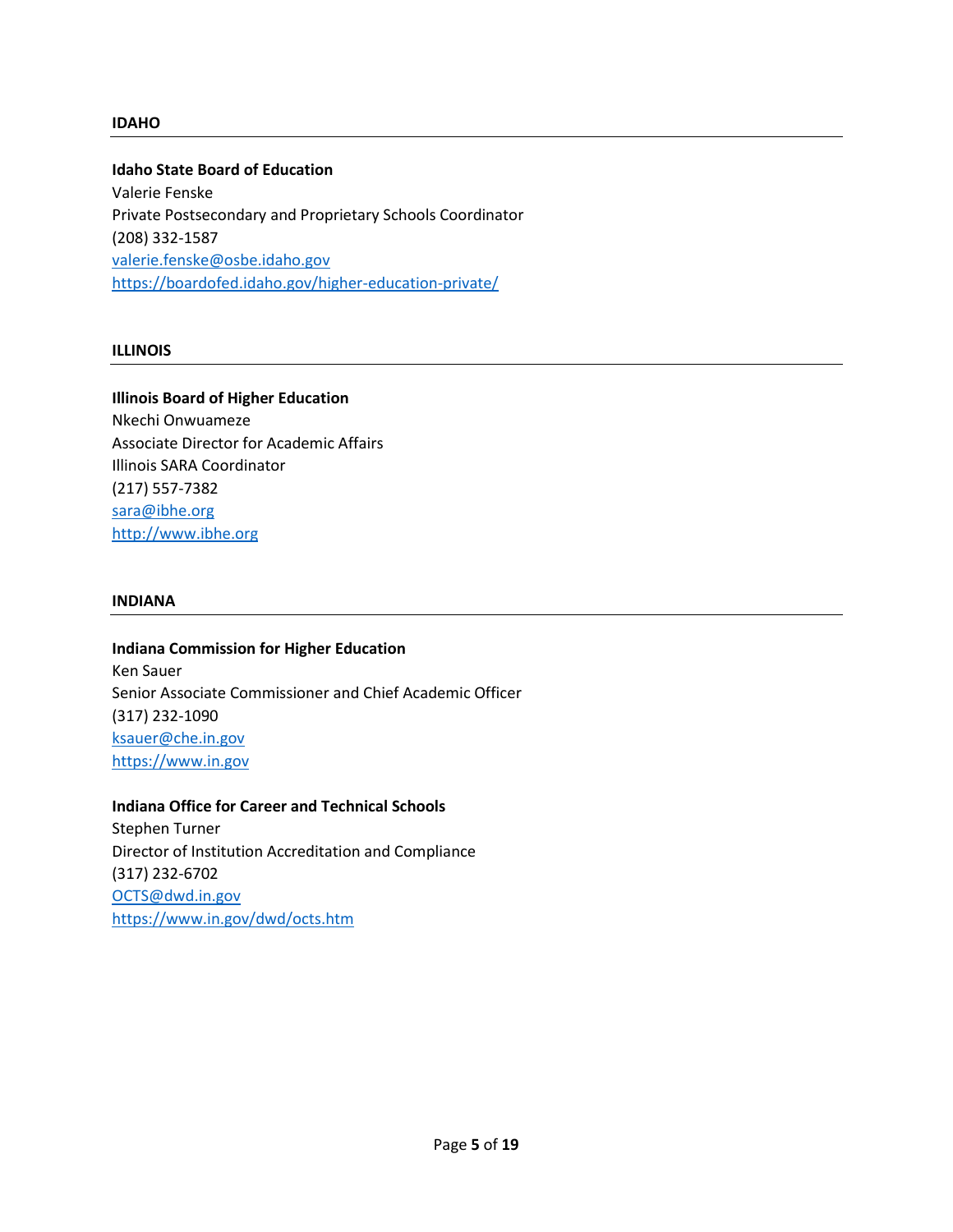## IDAHO

**Idaho State Board of Education**
Valerie Fenske
Private Postsecondary and Proprietary Schools Coordinator
(208) 332-1587
valerie.fenske@osbe.idaho.gov
https://boardofed.idaho.gov/higher-education-private/

## ILLINOIS

**Illinois Board of Higher Education**
Nkechi Onwuameze
Associate Director for Academic Affairs
Illinois SARA Coordinator
(217) 557-7382
sara@ibhe.org
http://www.ibhe.org

## INDIANA

**Indiana Commission for Higher Education**
Ken Sauer
Senior Associate Commissioner and Chief Academic Officer
(317) 232-1090
ksauer@che.in.gov
https://www.in.gov

**Indiana Office for Career and Technical Schools**
Stephen Turner
Director of Institution Accreditation and Compliance
(317) 232-6702
OCTS@dwd.in.gov
https://www.in.gov/dwd/octs.htm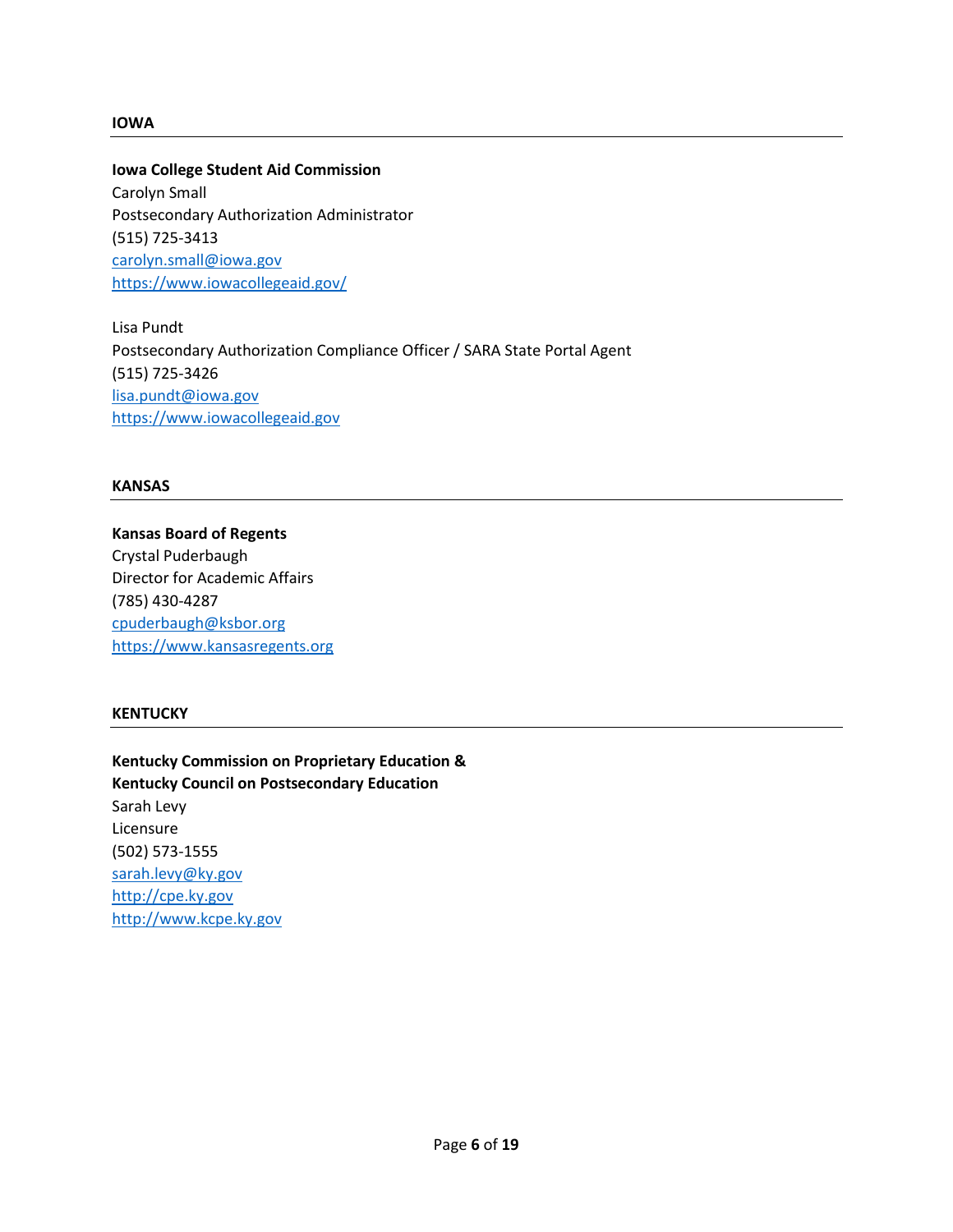## IOWA

**Iowa College Student Aid Commission**
Carolyn Small
Postsecondary Authorization Administrator
(515) 725-3413
carolyn.small@iowa.gov
https://www.iowacollegeaid.gov/

Lisa Pundt
Postsecondary Authorization Compliance Officer / SARA State Portal Agent
(515) 725-3426
lisa.pundt@iowa.gov
https://www.iowacollegeaid.gov

## KANSAS

**Kansas Board of Regents**
Crystal Puderbaugh
Director for Academic Affairs
(785) 430-4287
cpuderbaugh@ksbor.org
https://www.kansasregents.org

## KENTUCKY

**Kentucky Commission on Proprietary Education &**
**Kentucky Council on Postsecondary Education**
Sarah Levy
Licensure
(502) 573-1555
sarah.levy@ky.gov
http://cpe.ky.gov
http://www.kcpe.ky.gov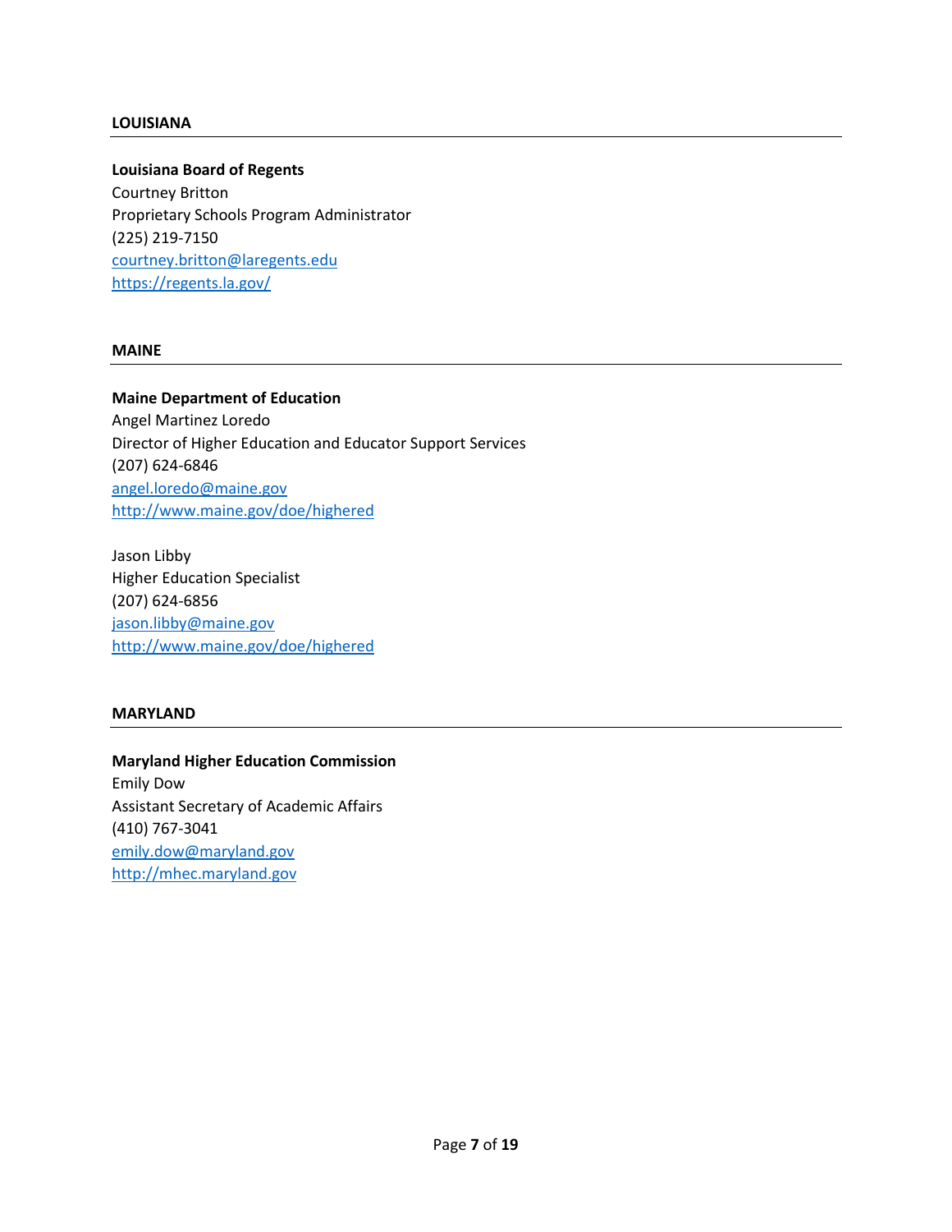## LOUISIANA

**Louisiana Board of Regents**
Courtney Britton
Proprietary Schools Program Administrator
(225) 219-7150
courtney.britton@laregents.edu
https://regents.la.gov/

## MAINE

**Maine Department of Education**
Angel Martinez Loredo
Director of Higher Education and Educator Support Services
(207) 624-6846
angel.loredo@maine.gov
http://www.maine.gov/doe/highered

Jason Libby
Higher Education Specialist
(207) 624-6856
jason.libby@maine.gov
http://www.maine.gov/doe/highered

## MARYLAND

**Maryland Higher Education Commission**
Emily Dow
Assistant Secretary of Academic Affairs
(410) 767-3041
emily.dow@maryland.gov
http://mhec.maryland.gov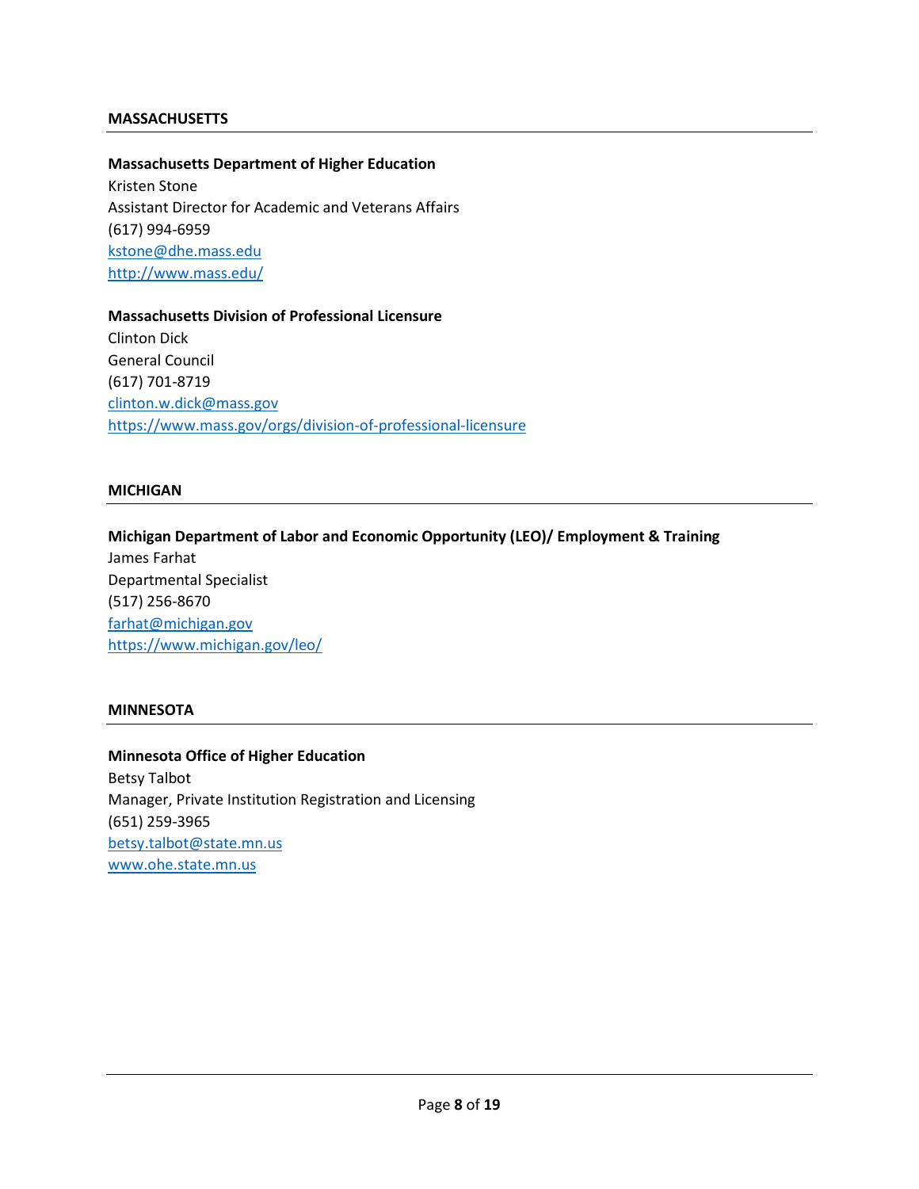## MASSACHUSETTS

**Massachusetts Department of Higher Education**
Kristen Stone
Assistant Director for Academic and Veterans Affairs
(617) 994-6959
kstone@dhe.mass.edu
http://www.mass.edu/

**Massachusetts Division of Professional Licensure**
Clinton Dick
General Council
(617) 701-8719
clinton.w.dick@mass.gov
https://www.mass.gov/orgs/division-of-professional-licensure

## MICHIGAN

**Michigan Department of Labor and Economic Opportunity (LEO)/ Employment & Training**
James Farhat
Departmental Specialist
(517) 256-8670
farhat@michigan.gov
https://www.michigan.gov/leo/

## MINNESOTA

**Minnesota Office of Higher Education**
Betsy Talbot
Manager, Private Institution Registration and Licensing
(651) 259-3965
betsy.talbot@state.mn.us
www.ohe.state.mn.us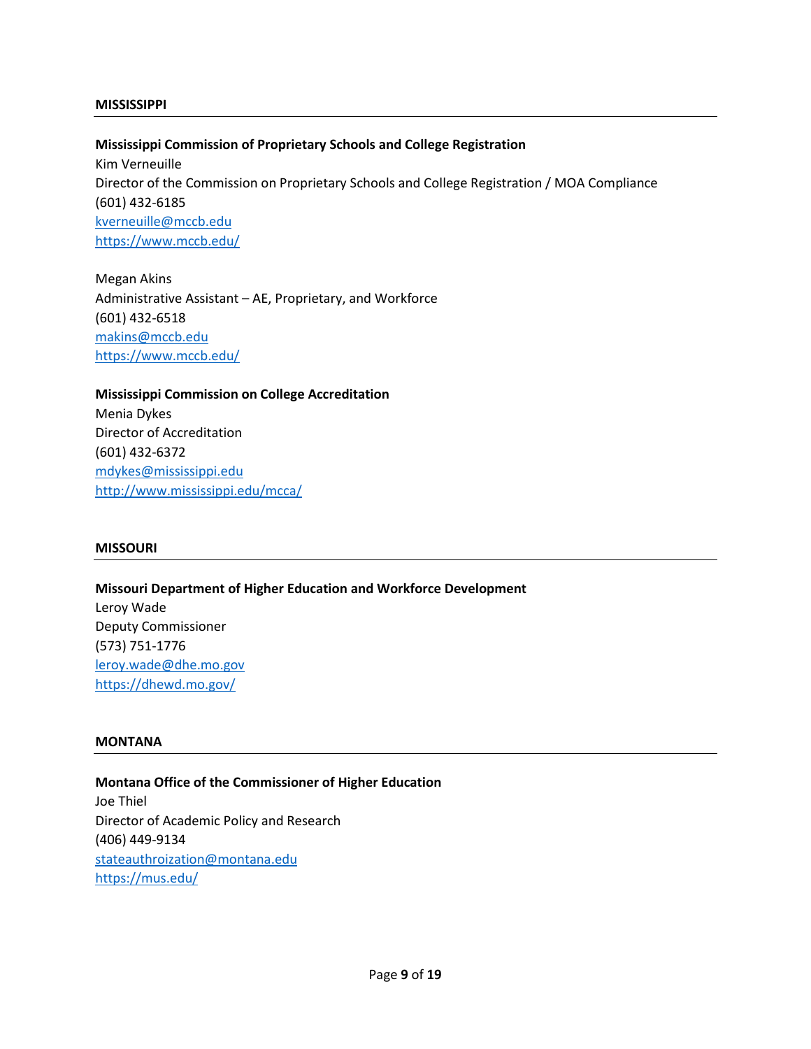## MISSISSIPPI

**Mississippi Commission of Proprietary Schools and College Registration**
Kim Verneuille
Director of the Commission on Proprietary Schools and College Registration / MOA Compliance
(601) 432-6185
kverneuille@mccb.edu
https://www.mccb.edu/

Megan Akins
Administrative Assistant – AE, Proprietary, and Workforce
(601) 432-6518
makins@mccb.edu
https://www.mccb.edu/

**Mississippi Commission on College Accreditation**
Menia Dykes
Director of Accreditation
(601) 432-6372
mdykes@mississippi.edu
http://www.mississippi.edu/mcca/

## MISSOURI

**Missouri Department of Higher Education and Workforce Development**
Leroy Wade
Deputy Commissioner
(573) 751-1776
leroy.wade@dhe.mo.gov
https://dhewd.mo.gov/

## MONTANA

**Montana Office of the Commissioner of Higher Education**
Joe Thiel
Director of Academic Policy and Research
(406) 449-9134
stateauthroization@montana.edu
https://mus.edu/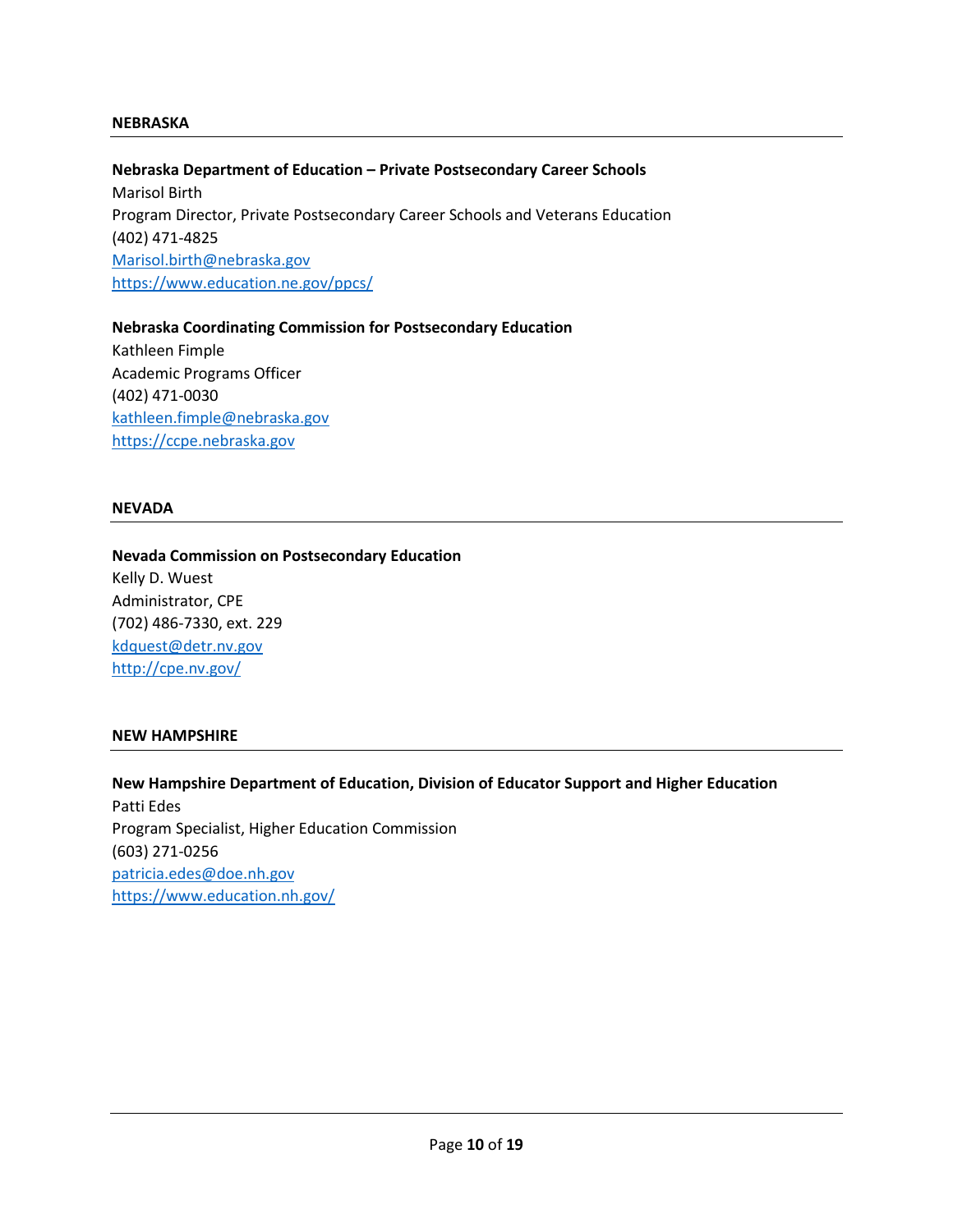## NEBRASKA

**Nebraska Department of Education – Private Postsecondary Career Schools**
Marisol Birth
Program Director, Private Postsecondary Career Schools and Veterans Education
(402) 471-4825
Marisol.birth@nebraska.gov
https://www.education.ne.gov/ppcs/

**Nebraska Coordinating Commission for Postsecondary Education**
Kathleen Fimple
Academic Programs Officer
(402) 471-0030
kathleen.fimple@nebraska.gov
https://ccpe.nebraska.gov

## NEVADA

**Nevada Commission on Postsecondary Education**
Kelly D. Wuest
Administrator, CPE
(702) 486-7330, ext. 229
kdquest@detr.nv.gov
http://cpe.nv.gov/

## NEW HAMPSHIRE

**New Hampshire Department of Education, Division of Educator Support and Higher Education**
Patti Edes
Program Specialist, Higher Education Commission
(603) 271-0256
patricia.edes@doe.nh.gov
https://www.education.nh.gov/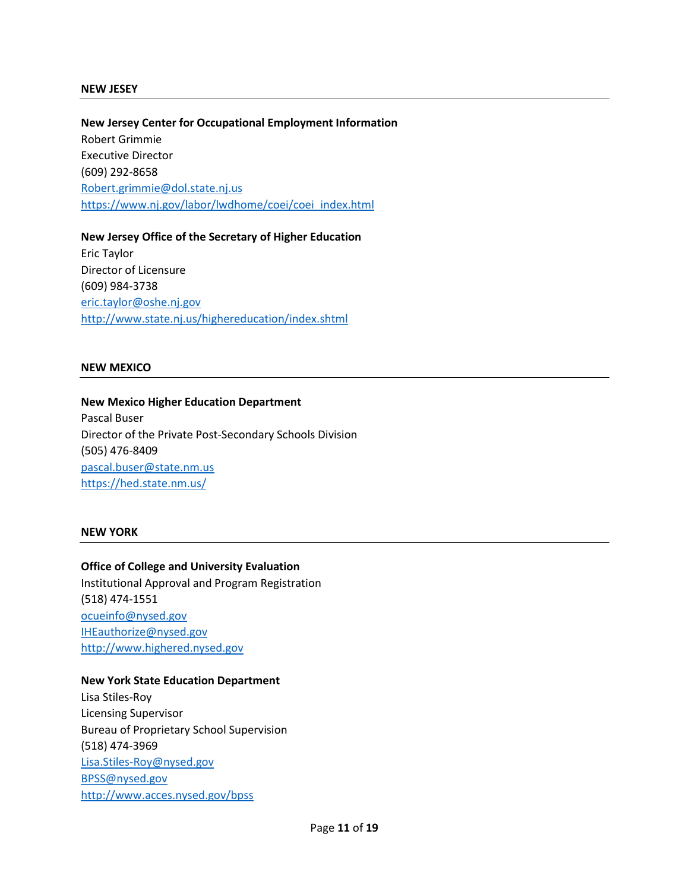## NEW JESEY

**New Jersey Center for Occupational Employment Information**
Robert Grimmie
Executive Director
(609) 292-8658
Robert.grimmie@dol.state.nj.us
https://www.nj.gov/labor/lwdhome/coei/coei_index.html

**New Jersey Office of the Secretary of Higher Education**
Eric Taylor
Director of Licensure
(609) 984-3738
eric.taylor@oshe.nj.gov
http://www.state.nj.us/highereducation/index.shtml

## NEW MEXICO

**New Mexico Higher Education Department**
Pascal Buser
Director of the Private Post-Secondary Schools Division
(505) 476-8409
pascal.buser@state.nm.us
https://hed.state.nm.us/

## NEW YORK

**Office of College and University Evaluation**
Institutional Approval and Program Registration
(518) 474-1551
ocueinfo@nysed.gov
IHEauthorize@nysed.gov
http://www.highered.nysed.gov

**New York State Education Department**
Lisa Stiles-Roy
Licensing Supervisor
Bureau of Proprietary School Supervision
(518) 474-3969
Lisa.Stiles-Roy@nysed.gov
BPSS@nysed.gov
http://www.acces.nysed.gov/bpss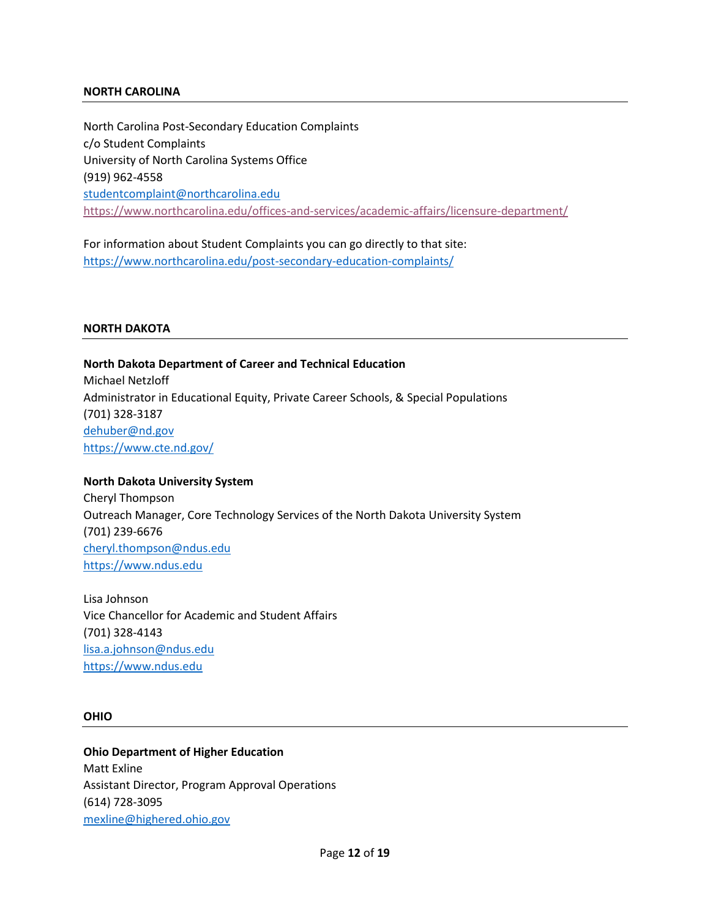## NORTH CAROLINA

North Carolina Post-Secondary Education Complaints
c/o Student Complaints
University of North Carolina Systems Office
(919) 962-4558
studentcomplaint@northcarolina.edu
https://www.northcarolina.edu/offices-and-services/academic-affairs/licensure-department/

For information about Student Complaints you can go directly to that site:
https://www.northcarolina.edu/post-secondary-education-complaints/

## NORTH DAKOTA

**North Dakota Department of Career and Technical Education**
Michael Netzloff
Administrator in Educational Equity, Private Career Schools, & Special Populations
(701) 328-3187
dehuber@nd.gov
https://www.cte.nd.gov/

**North Dakota University System**
Cheryl Thompson
Outreach Manager, Core Technology Services of the North Dakota University System
(701) 239-6676
cheryl.thompson@ndus.edu
https://www.ndus.edu

Lisa Johnson
Vice Chancellor for Academic and Student Affairs
(701) 328-4143
lisa.a.johnson@ndus.edu
https://www.ndus.edu

## OHIO

**Ohio Department of Higher Education**
Matt Exline
Assistant Director, Program Approval Operations
(614) 728-3095
mexline@highered.ohio.gov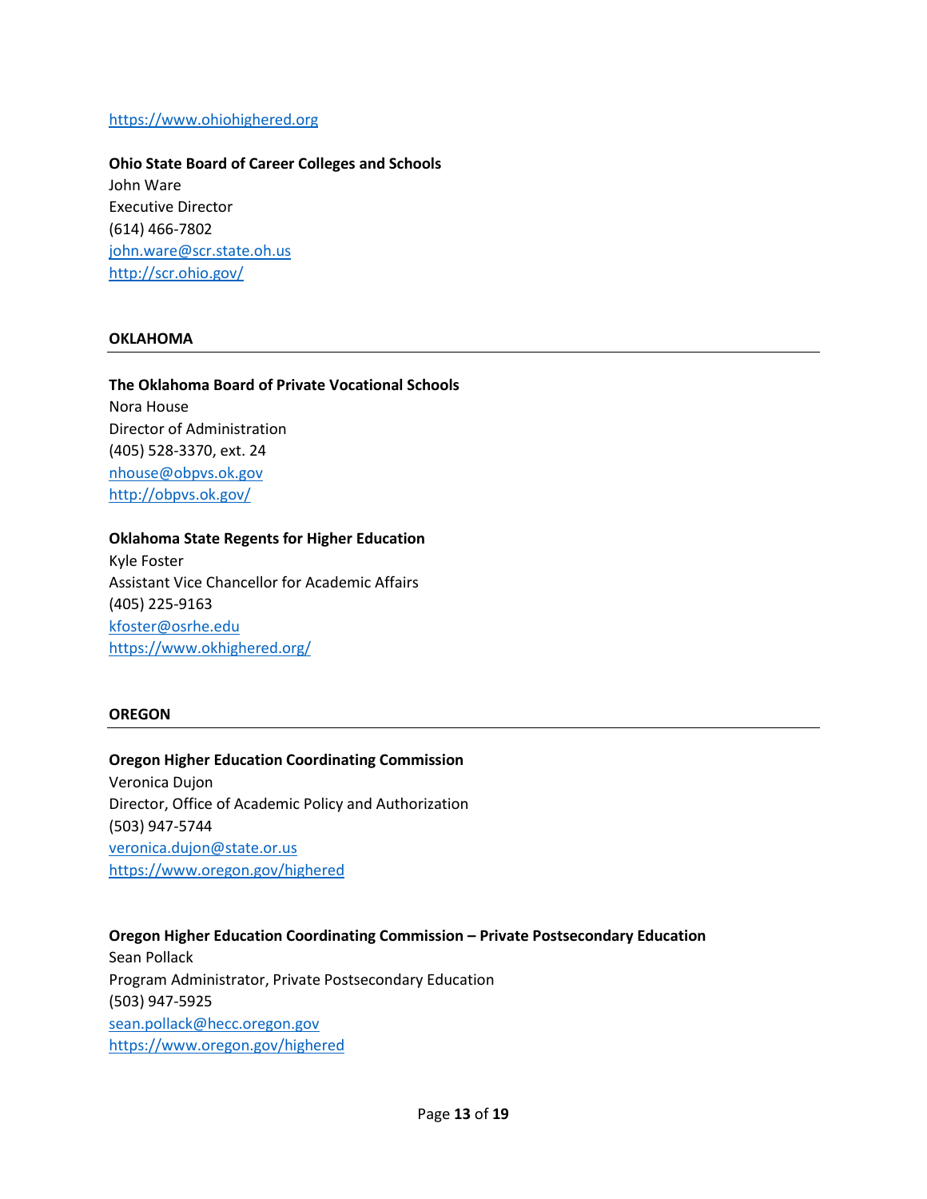https://www.ohiohighered.org

**Ohio State Board of Career Colleges and Schools**
John Ware
Executive Director
(614) 466-7802
john.ware@scr.state.oh.us
http://scr.ohio.gov/

## OKLAHOMA

**The Oklahoma Board of Private Vocational Schools**
Nora House
Director of Administration
(405) 528-3370, ext. 24
nhouse@obpvs.ok.gov
http://obpvs.ok.gov/

**Oklahoma State Regents for Higher Education**
Kyle Foster
Assistant Vice Chancellor for Academic Affairs
(405) 225-9163
kfoster@osrhe.edu
https://www.okhighered.org/

## OREGON

**Oregon Higher Education Coordinating Commission**
Veronica Dujon
Director, Office of Academic Policy and Authorization
(503) 947-5744
veronica.dujon@state.or.us
https://www.oregon.gov/highered

**Oregon Higher Education Coordinating Commission – Private Postsecondary Education**
Sean Pollack
Program Administrator, Private Postsecondary Education
(503) 947-5925
sean.pollack@hecc.oregon.gov
https://www.oregon.gov/highered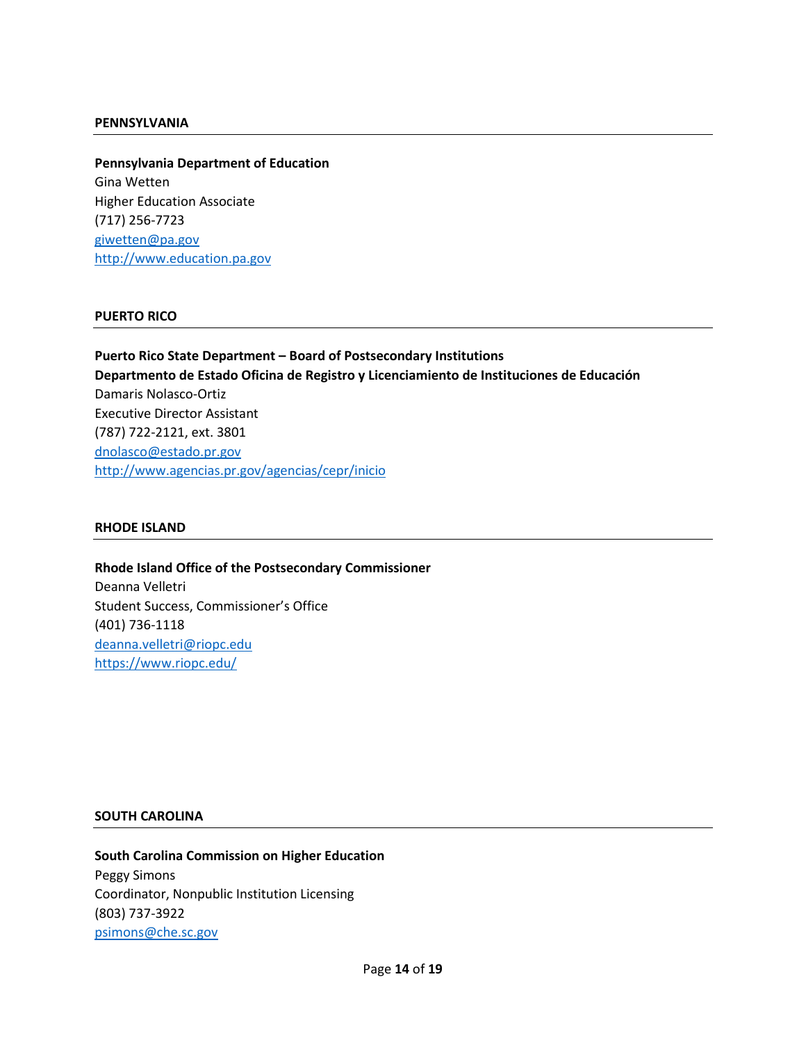## PENNSYLVANIA

**Pennsylvania Department of Education**
Gina Wetten
Higher Education Associate
(717) 256-7723
[giwetten@pa.gov](mailto:giwetten@pa.gov)
[http://www.education.pa.gov](http://www.education.pa.gov)

## PUERTO RICO

**Puerto Rico State Department – Board of Postsecondary Institutions**
**Departmento de Estado Oficina de Registro y Licenciamiento de Instituciones de Educación**
Damaris Nolasco-Ortiz
Executive Director Assistant
(787) 722-2121, ext. 3801
[dnolasco@estado.pr.gov](mailto:dnolasco@estado.pr.gov)
[http://www.agencias.pr.gov/agencias/cepr/inicio](http://www.agencias.pr.gov/agencias/cepr/inicio)

## RHODE ISLAND

**Rhode Island Office of the Postsecondary Commissioner**
Deanna Velletri
Student Success, Commissioner's Office
(401) 736-1118
[deanna.velletri@riopc.edu](mailto:deanna.velletri@riopc.edu)
[https://www.riopc.edu/](https://www.riopc.edu/)

## SOUTH CAROLINA

**South Carolina Commission on Higher Education**
Peggy Simons
Coordinator, Nonpublic Institution Licensing
(803) 737-3922
[psimons@che.sc.gov](mailto:psimons@che.sc.gov)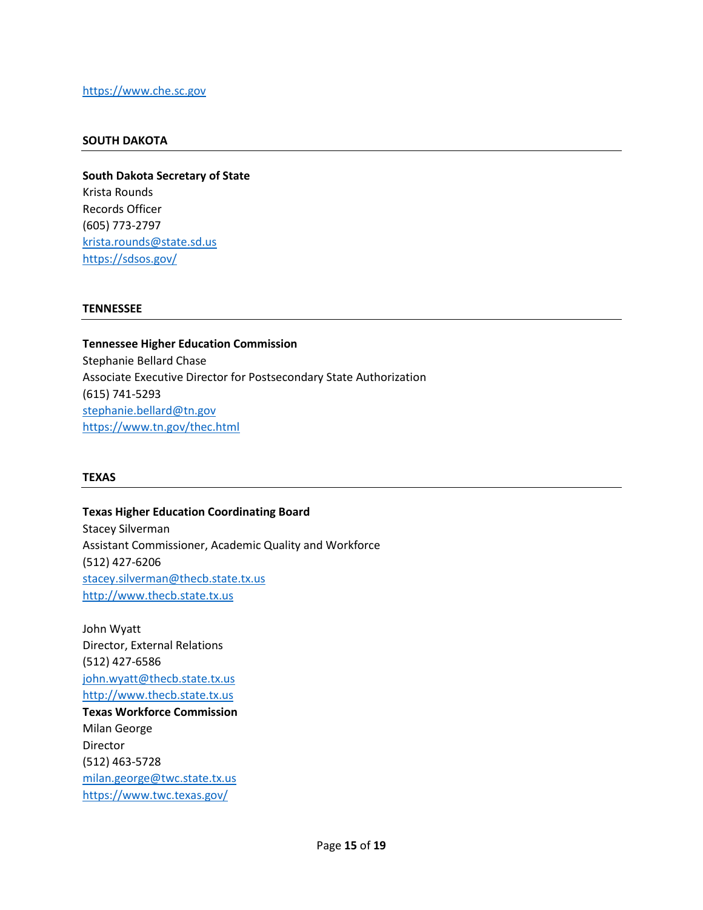https://www.che.sc.gov

### SOUTH DAKOTA

---

**South Dakota Secretary of State**
Krista Rounds
Records Officer
(605) 773-2797
krista.rounds@state.sd.us
https://sdsos.gov/

### TENNESSEE

---

**Tennessee Higher Education Commission**
Stephanie Bellard Chase
Associate Executive Director for Postsecondary State Authorization
(615) 741-5293
stephanie.bellard@tn.gov
https://www.tn.gov/thec.html

### TEXAS

---

**Texas Higher Education Coordinating Board**
Stacey Silverman
Assistant Commissioner, Academic Quality and Workforce
(512) 427-6206
stacey.silverman@thecb.state.tx.us
http://www.thecb.state.tx.us

John Wyatt
Director, External Relations
(512) 427-6586
john.wyatt@thecb.state.tx.us
http://www.thecb.state.tx.us

**Texas Workforce Commission**
Milan George
Director
(512) 463-5728
milan.george@twc.state.tx.us
https://www.twc.texas.gov/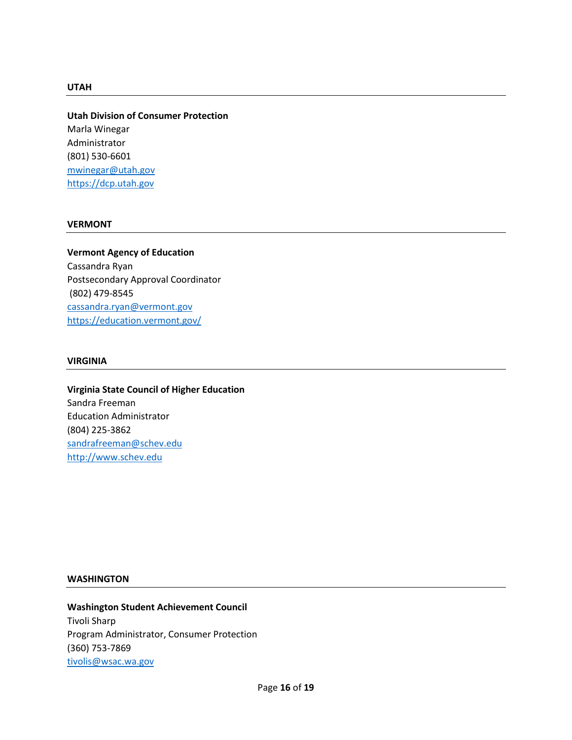## UTAH

**Utah Division of Consumer Protection**
Marla Winegar
Administrator
(801) 530-6601
mwinegar@utah.gov
https://dcp.utah.gov

## VERMONT

**Vermont Agency of Education**
Cassandra Ryan
Postsecondary Approval Coordinator
(802) 479-8545
cassandra.ryan@vermont.gov
https://education.vermont.gov/

## VIRGINIA

**Virginia State Council of Higher Education**
Sandra Freeman
Education Administrator
(804) 225-3862
sandrafreeman@schev.edu
http://www.schev.edu

## WASHINGTON

**Washington Student Achievement Council**
Tivoli Sharp
Program Administrator, Consumer Protection
(360) 753-7869
tivolis@wsac.wa.gov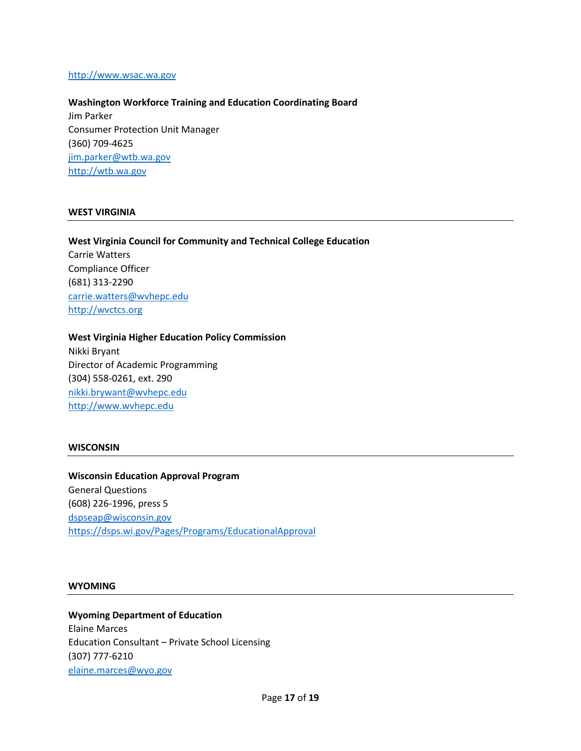http://www.wsac.wa.gov

**Washington Workforce Training and Education Coordinating Board**
Jim Parker
Consumer Protection Unit Manager
(360) 709-4625
jim.parker@wtb.wa.gov
http://wtb.wa.gov

## WEST VIRGINIA

**West Virginia Council for Community and Technical College Education**
Carrie Watters
Compliance Officer
(681) 313-2290
carrie.watters@wvhepc.edu
http://wvctcs.org

**West Virginia Higher Education Policy Commission**
Nikki Bryant
Director of Academic Programming
(304) 558-0261, ext. 290
nikki.brywant@wvhepc.edu
http://www.wvhepc.edu

## WISCONSIN

**Wisconsin Education Approval Program**
General Questions
(608) 226-1996, press 5
dspseap@wisconsin.gov
https://dsps.wi.gov/Pages/Programs/EducationalApproval

## WYOMING

**Wyoming Department of Education**
Elaine Marces
Education Consultant – Private School Licensing
(307) 777-6210
elaine.marces@wyo.gov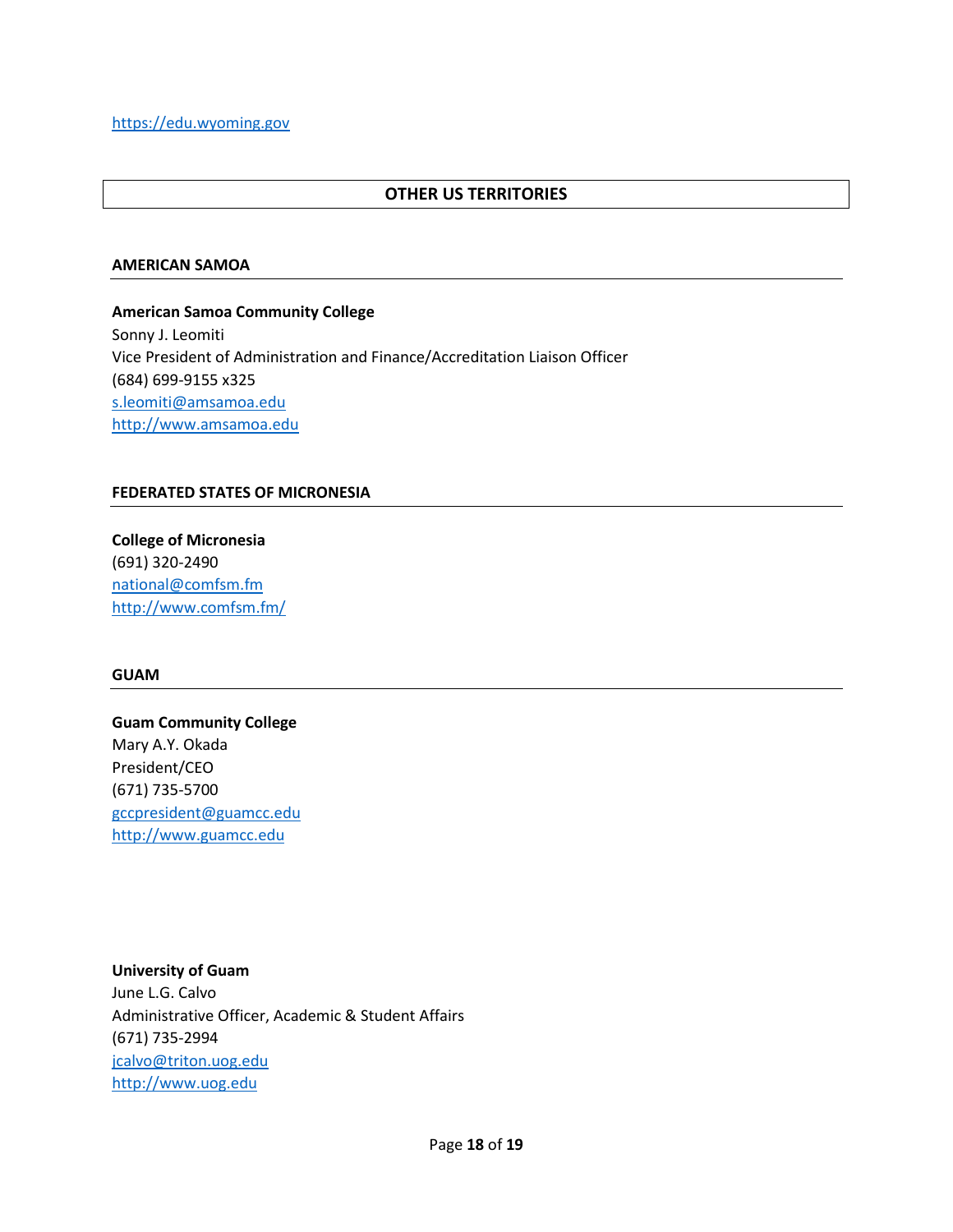https://edu.wyoming.gov

## OTHER US TERRITORIES

### AMERICAN SAMOA

**American Samoa Community College**
Sonny J. Leomiti
Vice President of Administration and Finance/Accreditation Liaison Officer
(684) 699-9155 x325
s.leomiti@amsamoa.edu
http://www.amsamoa.edu

### FEDERATED STATES OF MICRONESIA

**College of Micronesia**
(691) 320-2490
national@comfsm.fm
http://www.comfsm.fm/

### GUAM

**Guam Community College**
Mary A.Y. Okada
President/CEO
(671) 735-5700
gccpresident@guamcc.edu
http://www.guamcc.edu

**University of Guam**
June L.G. Calvo
Administrative Officer, Academic & Student Affairs
(671) 735-2994
jcalvo@triton.uog.edu
http://www.uog.edu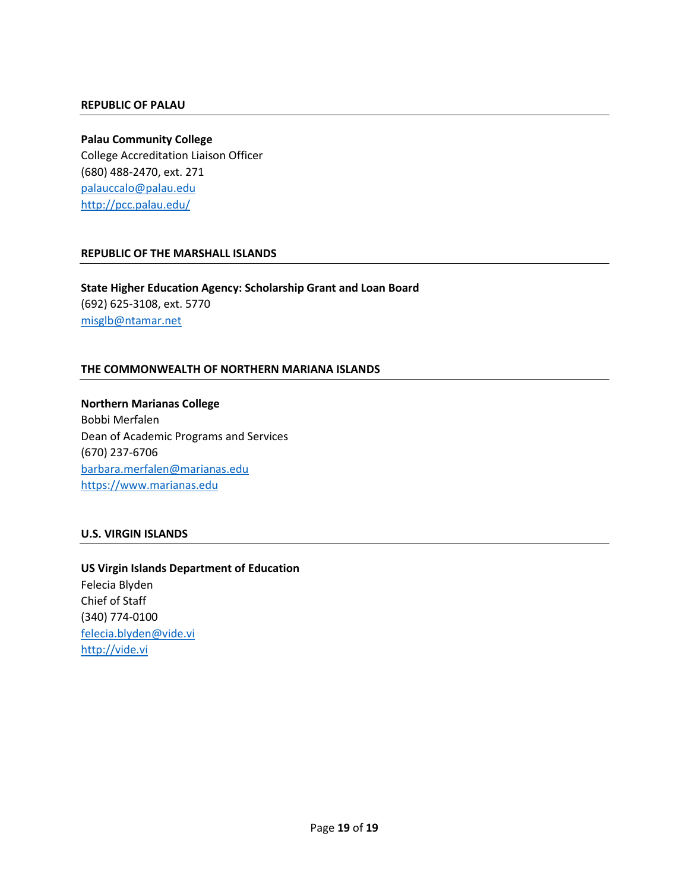## REPUBLIC OF PALAU

**Palau Community College**
College Accreditation Liaison Officer
(680) 488-2470, ext. 271
palauccalo@palau.edu
http://pcc.palau.edu/

## REPUBLIC OF THE MARSHALL ISLANDS

**State Higher Education Agency: Scholarship Grant and Loan Board**
(692) 625-3108, ext. 5770
misglb@ntamar.net

## THE COMMONWEALTH OF NORTHERN MARIANA ISLANDS

**Northern Marianas College**
Bobbi Merfalen
Dean of Academic Programs and Services
(670) 237-6706
barbara.merfalen@marianas.edu
https://www.marianas.edu

## U.S. VIRGIN ISLANDS

**US Virgin Islands Department of Education**
Felecia Blyden
Chief of Staff
(340) 774-0100
felecia.blyden@vide.vi
http://vide.vi